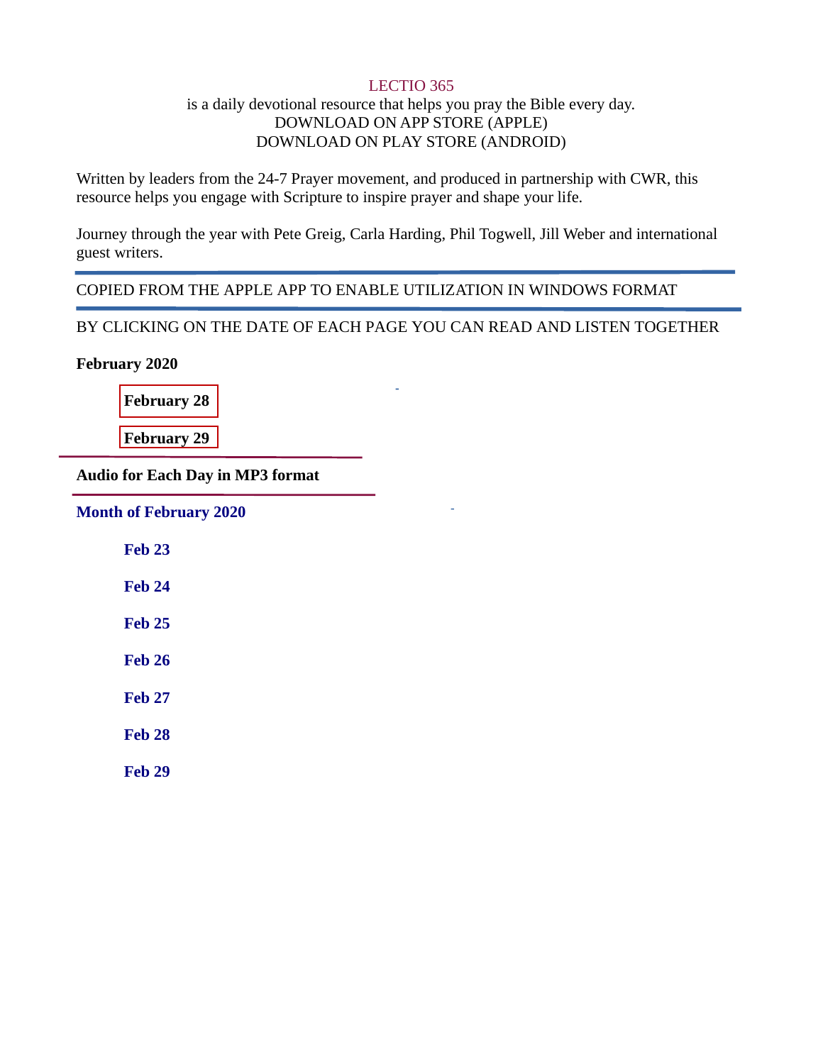LECTIO 365

is a daily devotional resource that helps you pray the Bible every day.

DOWNLOAD ON APP STORE (APPLE)

DOWNLOAD ON PLAY STORE (ANDROID)

Written by leaders from the 24-7 Prayer movement, and produced in partnership with CWR, this resource helps you engage with Scripture to inspire prayer and shape your life.

Journey through the year with Pete Greig, Carla Harding, Phil Togwell, Jill Weber and international guest writers.

---

COPIED FROM THE APPLE APP TO ENABLE UTILIZATION IN WINDOWS FORMAT

---

BY CLICKING ON THE DATE OF EACH PAGE YOU CAN READ AND LISTEN TOGETHER

**February 2020**

- **February 28**
- **February 29**

---

**Audio for Each Day in MP3 format**

---

**Month of February 2020**

- **Feb 23**
- **Feb 24**
- **Feb 25**
- **Feb 26**
- **Feb 27**
- **Feb 28**
- **Feb 29**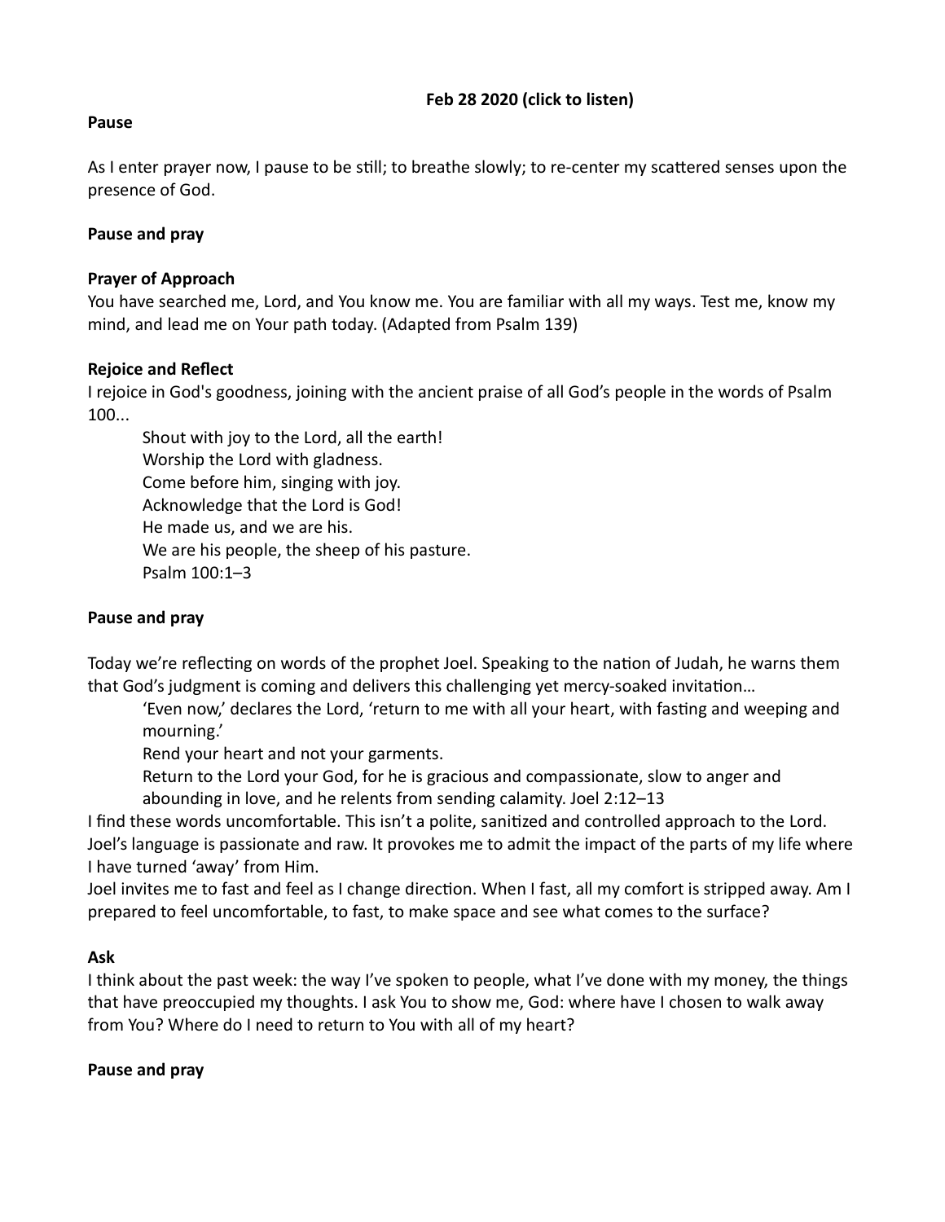**Feb 28 2020 (click to listen)**

**Pause**

As I enter prayer now, I pause to be still; to breathe slowly; to re-center my scattered senses upon the presence of God.

**Pause and pray**

**Prayer of Approach**

You have searched me, Lord, and You know me. You are familiar with all my ways. Test me, know my mind, and lead me on Your path today. (Adapted from Psalm 139)

**Rejoice and Reflect**

I rejoice in God's goodness, joining with the ancient praise of all God's people in the words of Psalm 100...

> Shout with joy to the Lord, all the earth!
> Worship the Lord with gladness.
> Come before him, singing with joy.
> Acknowledge that the Lord is God!
> He made us, and we are his.
> We are his people, the sheep of his pasture.
> Psalm 100:1–3

**Pause and pray**

Today we're reflecting on words of the prophet Joel. Speaking to the nation of Judah, he warns them that God's judgment is coming and delivers this challenging yet mercy-soaked invitation…

> 'Even now,' declares the Lord, 'return to me with all your heart, with fasting and weeping and mourning.'
> Rend your heart and not your garments.
> Return to the Lord your God, for he is gracious and compassionate, slow to anger and abounding in love, and he relents from sending calamity. Joel 2:12–13

I find these words uncomfortable. This isn't a polite, sanitized and controlled approach to the Lord. Joel's language is passionate and raw. It provokes me to admit the impact of the parts of my life where I have turned 'away' from Him.

Joel invites me to fast and feel as I change direction. When I fast, all my comfort is stripped away. Am I prepared to feel uncomfortable, to fast, to make space and see what comes to the surface?

**Ask**

I think about the past week: the way I've spoken to people, what I've done with my money, the things that have preoccupied my thoughts. I ask You to show me, God: where have I chosen to walk away from You? Where do I need to return to You with all of my heart?

**Pause and pray**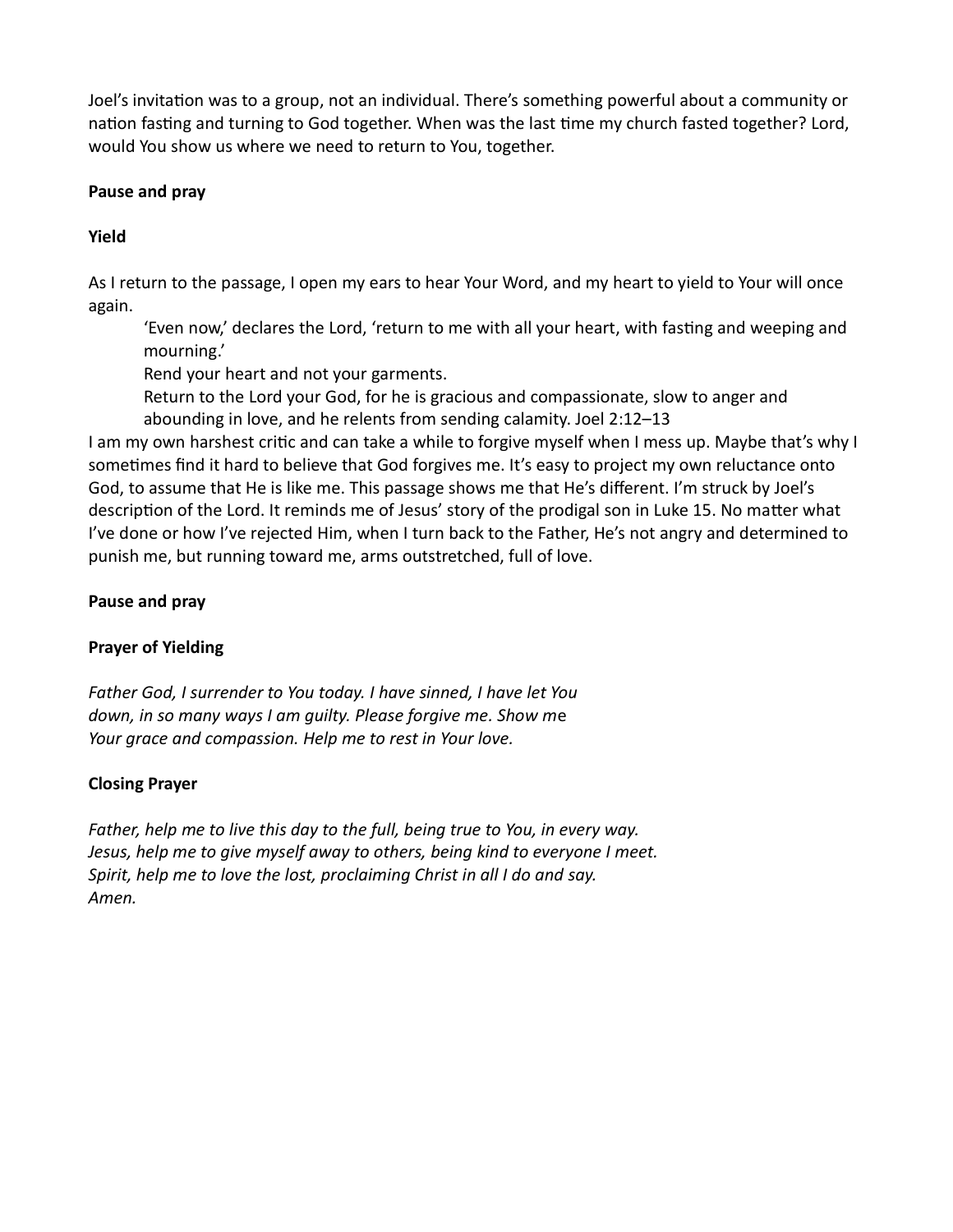Joel's invitation was to a group, not an individual. There's something powerful about a community or nation fasting and turning to God together. When was the last time my church fasted together? Lord, would You show us where we need to return to You, together.

**Pause and pray**

**Yield**

As I return to the passage, I open my ears to hear Your Word, and my heart to yield to Your will once again.

> 'Even now,' declares the Lord, 'return to me with all your heart, with fasting and weeping and mourning.'
> Rend your heart and not your garments.
> Return to the Lord your God, for he is gracious and compassionate, slow to anger and abounding in love, and he relents from sending calamity. Joel 2:12–13

I am my own harshest critic and can take a while to forgive myself when I mess up. Maybe that's why I sometimes find it hard to believe that God forgives me. It's easy to project my own reluctance onto God, to assume that He is like me. This passage shows me that He's different. I'm struck by Joel's description of the Lord. It reminds me of Jesus' story of the prodigal son in Luke 15. No matter what I've done or how I've rejected Him, when I turn back to the Father, He's not angry and determined to punish me, but running toward me, arms outstretched, full of love.

**Pause and pray**

**Prayer of Yielding**

*Father God, I surrender to You today. I have sinned, I have let You down, in so many ways I am guilty. Please forgive me. Show me Your grace and compassion. Help me to rest in Your love.*

**Closing Prayer**

*Father, help me to live this day to the full, being true to You, in every way.*
*Jesus, help me to give myself away to others, being kind to everyone I meet.*
*Spirit, help me to love the lost, proclaiming Christ in all I do and say.*
*Amen.*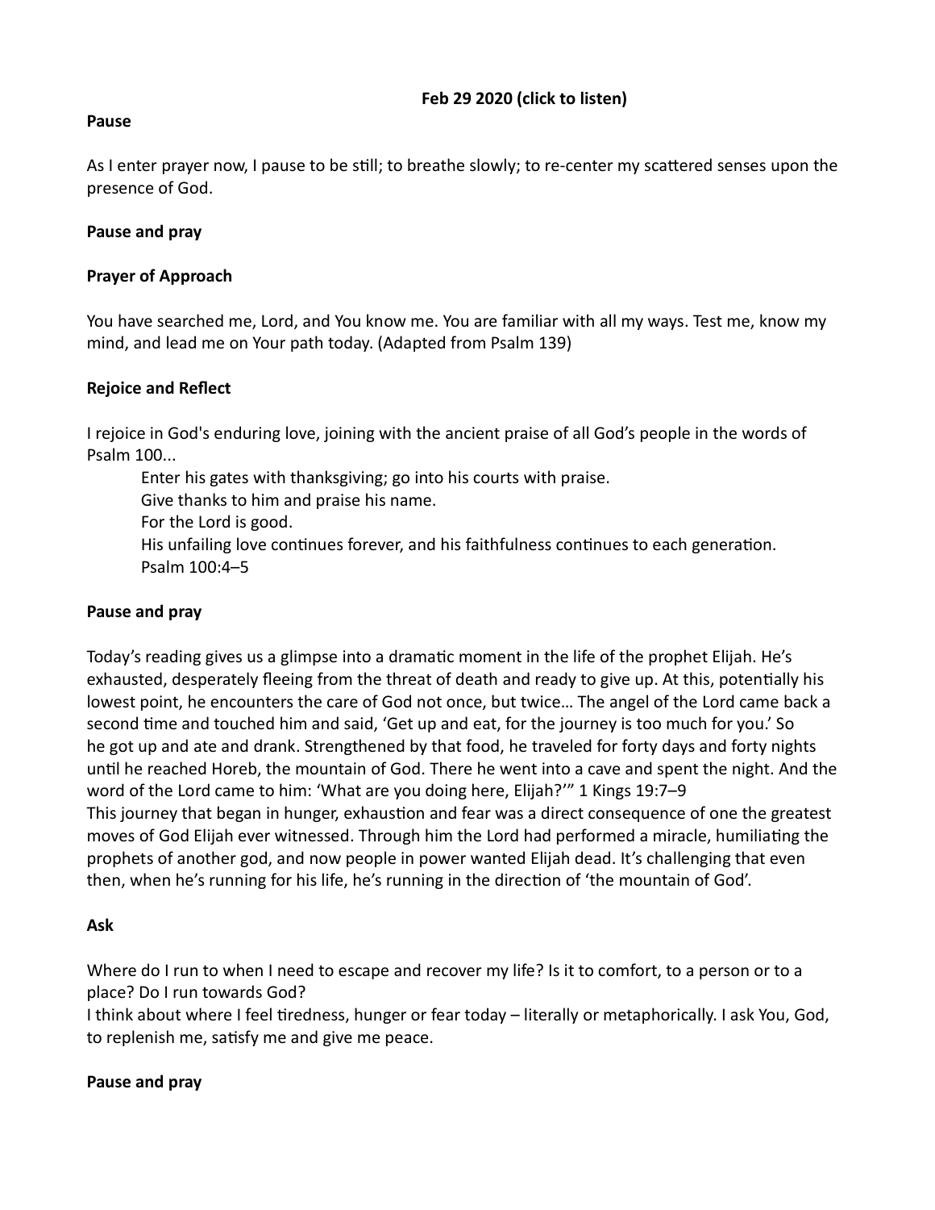**Feb 29 2020 (click to listen)**

**Pause**

As I enter prayer now, I pause to be still; to breathe slowly; to re-center my scattered senses upon the presence of God.

**Pause and pray**

**Prayer of Approach**

You have searched me, Lord, and You know me. You are familiar with all my ways. Test me, know my mind, and lead me on Your path today. (Adapted from Psalm 139)

**Rejoice and Reflect**

I rejoice in God's enduring love, joining with the ancient praise of all God's people in the words of Psalm 100...

> Enter his gates with thanksgiving; go into his courts with praise.
> Give thanks to him and praise his name.
> For the Lord is good.
> His unfailing love continues forever, and his faithfulness continues to each generation.
> Psalm 100:4–5

**Pause and pray**

Today's reading gives us a glimpse into a dramatic moment in the life of the prophet Elijah. He's exhausted, desperately fleeing from the threat of death and ready to give up. At this, potentially his lowest point, he encounters the care of God not once, but twice… The angel of the Lord came back a second time and touched him and said, 'Get up and eat, for the journey is too much for you.' So he got up and ate and drank. Strengthened by that food, he traveled for forty days and forty nights until he reached Horeb, the mountain of God. There he went into a cave and spent the night. And the word of the Lord came to him: 'What are you doing here, Elijah?'" 1 Kings 19:7–9
This journey that began in hunger, exhaustion and fear was a direct consequence of one the greatest moves of God Elijah ever witnessed. Through him the Lord had performed a miracle, humiliating the prophets of another god, and now people in power wanted Elijah dead. It's challenging that even then, when he's running for his life, he's running in the direction of 'the mountain of God'.

**Ask**

Where do I run to when I need to escape and recover my life? Is it to comfort, to a person or to a place? Do I run towards God?
I think about where I feel tiredness, hunger or fear today – literally or metaphorically. I ask You, God, to replenish me, satisfy me and give me peace.

**Pause and pray**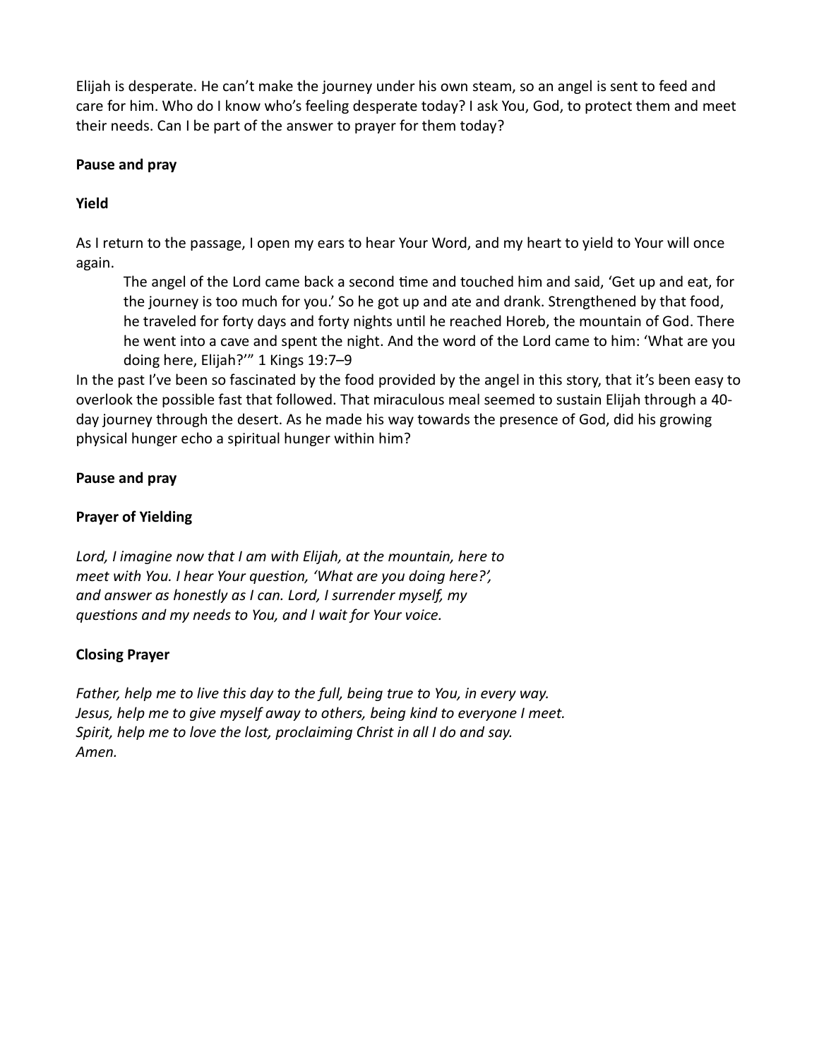Elijah is desperate. He can't make the journey under his own steam, so an angel is sent to feed and care for him. Who do I know who's feeling desperate today? I ask You, God, to protect them and meet their needs. Can I be part of the answer to prayer for them today?

**Pause and pray**

**Yield**

As I return to the passage, I open my ears to hear Your Word, and my heart to yield to Your will once again.

> The angel of the Lord came back a second time and touched him and said, 'Get up and eat, for the journey is too much for you.' So he got up and ate and drank. Strengthened by that food, he traveled for forty days and forty nights until he reached Horeb, the mountain of God. There he went into a cave and spent the night. And the word of the Lord came to him: 'What are you doing here, Elijah?'" 1 Kings 19:7–9

In the past I've been so fascinated by the food provided by the angel in this story, that it's been easy to overlook the possible fast that followed. That miraculous meal seemed to sustain Elijah through a 40-day journey through the desert. As he made his way towards the presence of God, did his growing physical hunger echo a spiritual hunger within him?

**Pause and pray**

**Prayer of Yielding**

*Lord, I imagine now that I am with Elijah, at the mountain, here to meet with You. I hear Your question, 'What are you doing here?', and answer as honestly as I can. Lord, I surrender myself, my questions and my needs to You, and I wait for Your voice.*

**Closing Prayer**

*Father, help me to live this day to the full, being true to You, in every way.*
*Jesus, help me to give myself away to others, being kind to everyone I meet.*
*Spirit, help me to love the lost, proclaiming Christ in all I do and say.*
*Amen.*